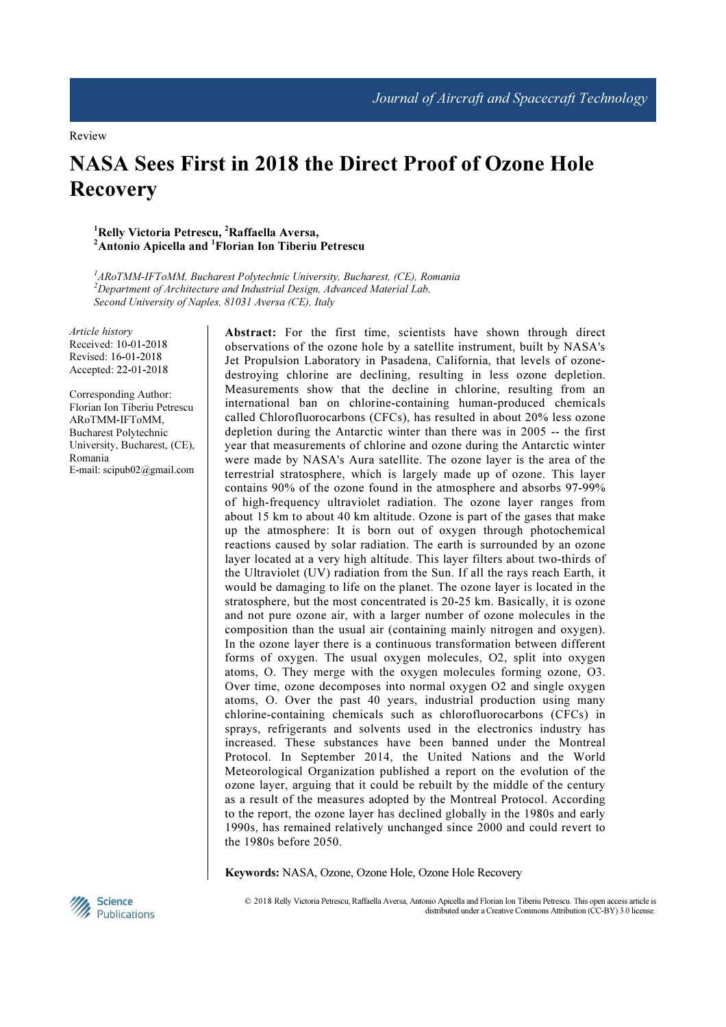Review

# NASA Sees First in 2018 the Direct Proof of Ozone Hole Recovery

[1]Relly Victoria Petrescu, [2]Raffaella Aversa, [2]Antonio Apicella and [1]Florian Ion Tiberiu Petrescu

[1]*ARoTMM-IFToMM, Bucharest Polytechnic University, Bucharest, (CE), Romania*
[2]*Department of Architecture and Industrial Design, Advanced Material Lab, Second University of Naples, 81031 Aversa (CE), Italy*

*Article history*
Received: 10-01-2018
Revised: 16-01-2018
Accepted: 22-01-2018

Corresponding Author:
Florian Ion Tiberiu Petrescu
ARoTMM-IFToMM, Bucharest Polytechnic University, Bucharest, (CE), Romania
E-mail: scipub02@gmail.com

**Abstract:** For the first time, scientists have shown through direct observations of the ozone hole by a satellite instrument, built by NASA's Jet Propulsion Laboratory in Pasadena, California, that levels of ozone-destroying chlorine are declining, resulting in less ozone depletion. Measurements show that the decline in chlorine, resulting from an international ban on chlorine-containing human-produced chemicals called Chlorofluorocarbons (CFCs), has resulted in about 20% less ozone depletion during the Antarctic winter than there was in 2005 -- the first year that measurements of chlorine and ozone during the Antarctic winter were made by NASA's Aura satellite. The ozone layer is the area of the terrestrial stratosphere, which is largely made up of ozone. This layer contains 90% of the ozone found in the atmosphere and absorbs 97-99% of high-frequency ultraviolet radiation. The ozone layer ranges from about 15 km to about 40 km altitude. Ozone is part of the gases that make up the atmosphere: It is born out of oxygen through photochemical reactions caused by solar radiation. The earth is surrounded by an ozone layer located at a very high altitude. This layer filters about two-thirds of the Ultraviolet (UV) radiation from the Sun. If all the rays reach Earth, it would be damaging to life on the planet. The ozone layer is located in the stratosphere, but the most concentrated is 20-25 km. Basically, it is ozone and not pure ozone air, with a larger number of ozone molecules in the composition than the usual air (containing mainly nitrogen and oxygen). In the ozone layer there is a continuous transformation between different forms of oxygen. The usual oxygen molecules, $O_2$, split into oxygen atoms, O. They merge with the oxygen molecules forming ozone, $O_3$. Over time, ozone decomposes into normal oxygen $O_2$ and single oxygen atoms, O. Over the past 40 years, industrial production using many chlorine-containing chemicals such as chlorofluorocarbons (CFCs) in sprays, refrigerants and solvents used in the electronics industry has increased. These substances have been banned under the Montreal Protocol. In September 2014, the United Nations and the World Meteorological Organization published a report on the evolution of the ozone layer, arguing that it could be rebuilt by the middle of the century as a result of the measures adopted by the Montreal Protocol. According to the report, the ozone layer has declined globally in the 1980s and early 1990s, has remained relatively unchanged since 2000 and could revert to the 1980s before 2050.

**Keywords:** NASA, Ozone, Ozone Hole, Ozone Hole Recovery

© 2018 Relly Victoria Petrescu, Raffaella Aversa, Antonio Apicella and Florian Ion Tiberiu Petrescu. This open access article is distributed under a Creative Commons Attribution (CC-BY) 3.0 license.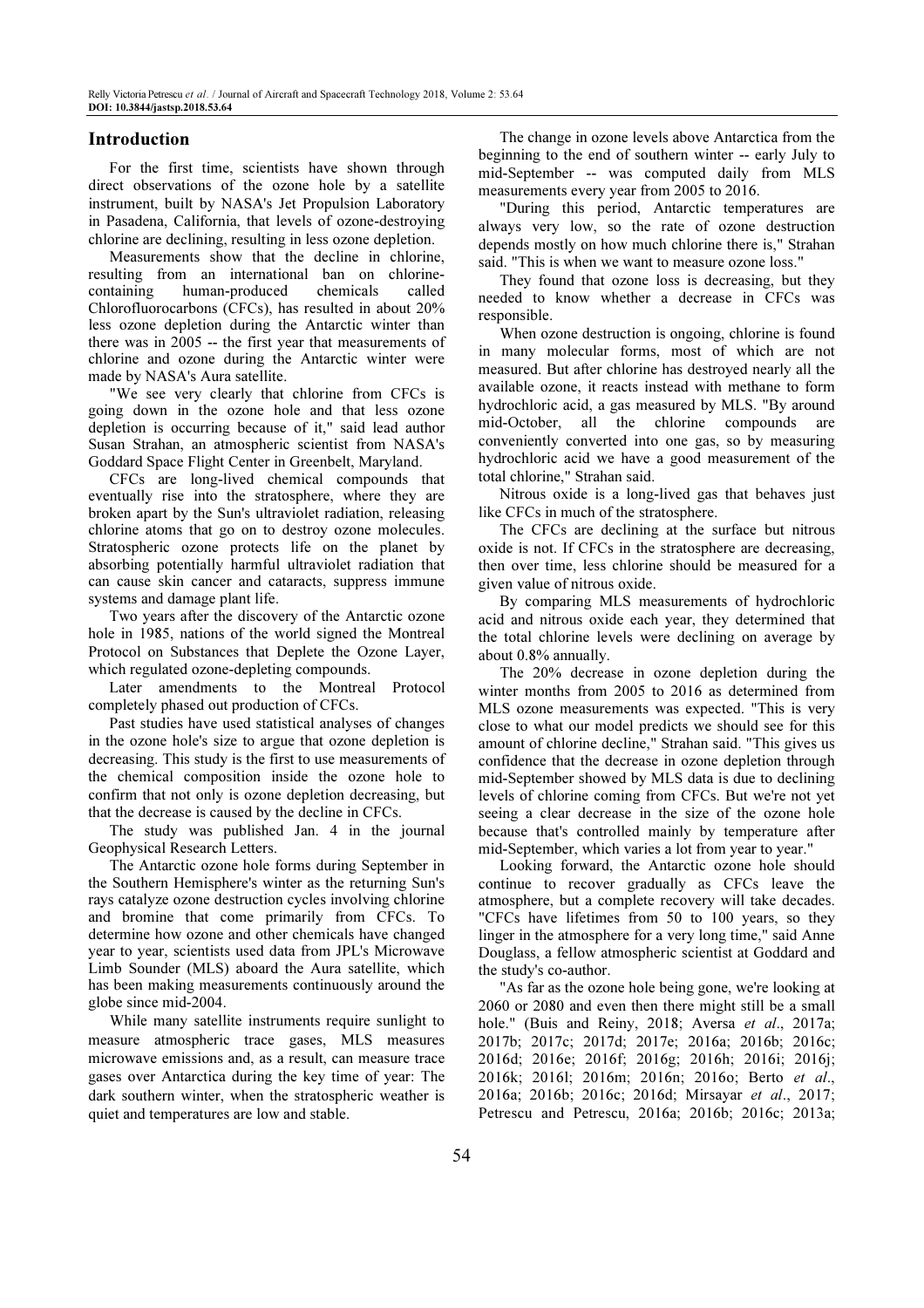## Introduction

For the first time, scientists have shown through direct observations of the ozone hole by a satellite instrument, built by NASA's Jet Propulsion Laboratory in Pasadena, California, that levels of ozone-destroying chlorine are declining, resulting in less ozone depletion.

Measurements show that the decline in chlorine, resulting from an international ban on chlorine-containing human-produced chemicals called Chlorofluorocarbons (CFCs), has resulted in about 20% less ozone depletion during the Antarctic winter than there was in 2005 -- the first year that measurements of chlorine and ozone during the Antarctic winter were made by NASA's Aura satellite.

"We see very clearly that chlorine from CFCs is going down in the ozone hole and that less ozone depletion is occurring because of it," said lead author Susan Strahan, an atmospheric scientist from NASA's Goddard Space Flight Center in Greenbelt, Maryland.

CFCs are long-lived chemical compounds that eventually rise into the stratosphere, where they are broken apart by the Sun's ultraviolet radiation, releasing chlorine atoms that go on to destroy ozone molecules. Stratospheric ozone protects life on the planet by absorbing potentially harmful ultraviolet radiation that can cause skin cancer and cataracts, suppress immune systems and damage plant life.

Two years after the discovery of the Antarctic ozone hole in 1985, nations of the world signed the Montreal Protocol on Substances that Deplete the Ozone Layer, which regulated ozone-depleting compounds.

Later amendments to the Montreal Protocol completely phased out production of CFCs.

Past studies have used statistical analyses of changes in the ozone hole's size to argue that ozone depletion is decreasing. This study is the first to use measurements of the chemical composition inside the ozone hole to confirm that not only is ozone depletion decreasing, but that the decrease is caused by the decline in CFCs.

The study was published Jan. 4 in the journal Geophysical Research Letters.

The Antarctic ozone hole forms during September in the Southern Hemisphere's winter as the returning Sun's rays catalyze ozone destruction cycles involving chlorine and bromine that come primarily from CFCs. To determine how ozone and other chemicals have changed year to year, scientists used data from JPL's Microwave Limb Sounder (MLS) aboard the Aura satellite, which has been making measurements continuously around the globe since mid-2004.

While many satellite instruments require sunlight to measure atmospheric trace gases, MLS measures microwave emissions and, as a result, can measure trace gases over Antarctica during the key time of year: The dark southern winter, when the stratospheric weather is quiet and temperatures are low and stable.

The change in ozone levels above Antarctica from the beginning to the end of southern winter -- early July to mid-September -- was computed daily from MLS measurements every year from 2005 to 2016.

"During this period, Antarctic temperatures are always very low, so the rate of ozone destruction depends mostly on how much chlorine there is," Strahan said. "This is when we want to measure ozone loss."

They found that ozone loss is decreasing, but they needed to know whether a decrease in CFCs was responsible.

When ozone destruction is ongoing, chlorine is found in many molecular forms, most of which are not measured. But after chlorine has destroyed nearly all the available ozone, it reacts instead with methane to form hydrochloric acid, a gas measured by MLS. "By around mid-October, all the chlorine compounds are conveniently converted into one gas, so by measuring hydrochloric acid we have a good measurement of the total chlorine," Strahan said.

Nitrous oxide is a long-lived gas that behaves just like CFCs in much of the stratosphere.

The CFCs are declining at the surface but nitrous oxide is not. If CFCs in the stratosphere are decreasing, then over time, less chlorine should be measured for a given value of nitrous oxide.

By comparing MLS measurements of hydrochloric acid and nitrous oxide each year, they determined that the total chlorine levels were declining on average by about 0.8% annually.

The 20% decrease in ozone depletion during the winter months from 2005 to 2016 as determined from MLS ozone measurements was expected. "This is very close to what our model predicts we should see for this amount of chlorine decline," Strahan said. "This gives us confidence that the decrease in ozone depletion through mid-September showed by MLS data is due to declining levels of chlorine coming from CFCs. But we're not yet seeing a clear decrease in the size of the ozone hole because that's controlled mainly by temperature after mid-September, which varies a lot from year to year."

Looking forward, the Antarctic ozone hole should continue to recover gradually as CFCs leave the atmosphere, but a complete recovery will take decades. "CFCs have lifetimes from 50 to 100 years, so they linger in the atmosphere for a very long time," said Anne Douglass, a fellow atmospheric scientist at Goddard and the study's co-author.

"As far as the ozone hole being gone, we're looking at 2060 or 2080 and even then there might still be a small hole." (Buis and Reiny, 2018; Aversa *et al*., 2017a; 2017b; 2017c; 2017d; 2017e; 2016a; 2016b; 2016c; 2016d; 2016e; 2016f; 2016g; 2016h; 2016i; 2016j; 2016k; 2016l; 2016m; 2016n; 2016o; Berto *et al*., 2016a; 2016b; 2016c; 2016d; Mirsayar *et al*., 2017; Petrescu and Petrescu, 2016a; 2016b; 2016c; 2013a;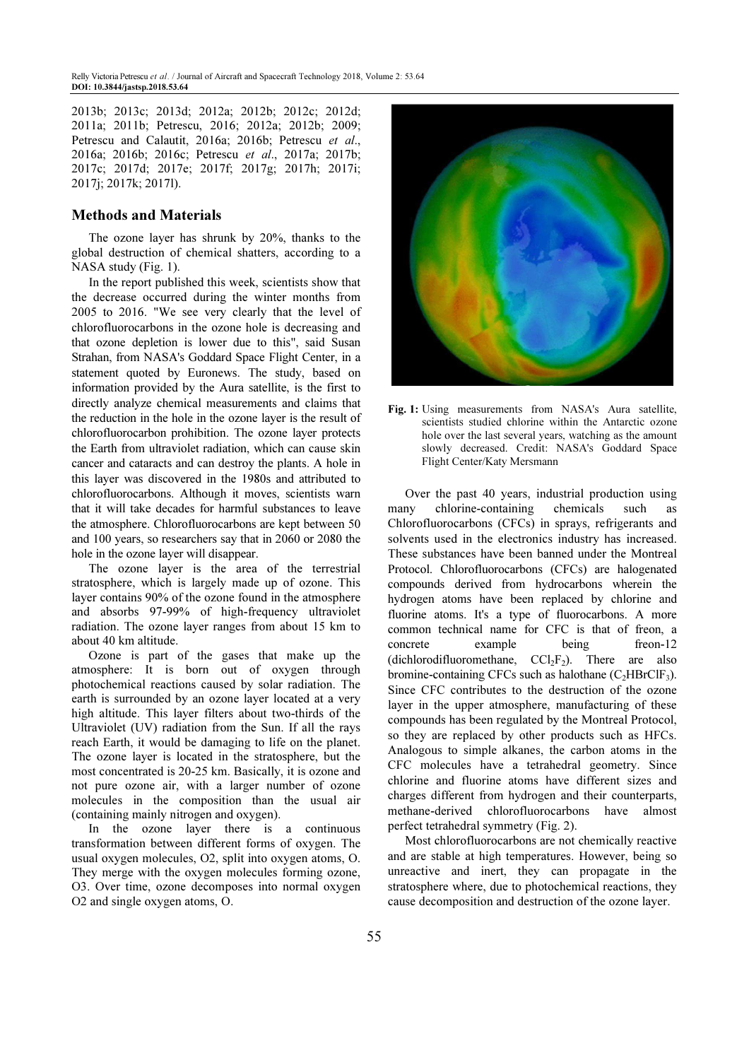2013b; 2013c; 2013d; 2012a; 2012b; 2012c; 2012d; 2011a; 2011b; Petrescu, 2016; 2012a; 2012b; 2009; Petrescu and Calautit, 2016a; 2016b; Petrescu *et al*., 2016a; 2016b; 2016c; Petrescu *et al*., 2017a; 2017b; 2017c; 2017d; 2017e; 2017f; 2017g; 2017h; 2017i; 2017j; 2017k; 2017l).

## Methods and Materials

The ozone layer has shrunk by 20%, thanks to the global destruction of chemical shatters, according to a NASA study (Fig. 1).

In the report published this week, scientists show that the decrease occurred during the winter months from 2005 to 2016. "We see very clearly that the level of chlorofluorocarbons in the ozone hole is decreasing and that ozone depletion is lower due to this", said Susan Strahan, from NASA's Goddard Space Flight Center, in a statement quoted by Euronews. The study, based on information provided by the Aura satellite, is the first to directly analyze chemical measurements and claims that the reduction in the hole in the ozone layer is the result of chlorofluorocarbon prohibition. The ozone layer protects the Earth from ultraviolet radiation, which can cause skin cancer and cataracts and can destroy the plants. A hole in this layer was discovered in the 1980s and attributed to chlorofluorocarbons. Although it moves, scientists warn that it will take decades for harmful substances to leave the atmosphere. Chlorofluorocarbons are kept between 50 and 100 years, so researchers say that in 2060 or 2080 the hole in the ozone layer will disappear.

The ozone layer is the area of the terrestrial stratosphere, which is largely made up of ozone. This layer contains 90% of the ozone found in the atmosphere and absorbs 97-99% of high-frequency ultraviolet radiation. The ozone layer ranges from about 15 km to about 40 km altitude.

Ozone is part of the gases that make up the atmosphere: It is born out of oxygen through photochemical reactions caused by solar radiation. The earth is surrounded by an ozone layer located at a very high altitude. This layer filters about two-thirds of the Ultraviolet (UV) radiation from the Sun. If all the rays reach Earth, it would be damaging to life on the planet. The ozone layer is located in the stratosphere, but the most concentrated is 20-25 km. Basically, it is ozone and not pure ozone air, with a larger number of ozone molecules in the composition than the usual air (containing mainly nitrogen and oxygen).

In the ozone layer there is a continuous transformation between different forms of oxygen. The usual oxygen molecules, O2, split into oxygen atoms, O. They merge with the oxygen molecules forming ozone, O3. Over time, ozone decomposes into normal oxygen O2 and single oxygen atoms, O.

Fig. 1: Using measurements from NASA's Aura satellite, scientists studied chlorine within the Antarctic ozone hole over the last several years, watching as the amount slowly decreased. Credit: NASA's Goddard Space Flight Center/Katy Mersmann

Over the past 40 years, industrial production using many chlorine-containing chemicals such as Chlorofluorocarbons (CFCs) in sprays, refrigerants and solvents used in the electronics industry has increased. These substances have been banned under the Montreal Protocol. Chlorofluorocarbons (CFCs) are halogenated compounds derived from hydrocarbons wherein the hydrogen atoms have been replaced by chlorine and fluorine atoms. It's a type of fluorocarbons. A more common technical name for CFC is that of freon, a concrete example being freon-12 (dichlorodifluoromethane, $CCl_2F_2$). There are also bromine-containing CFCs such as halothane ($C_2HBrClF_3$). Since CFC contributes to the destruction of the ozone layer in the upper atmosphere, manufacturing of these compounds has been regulated by the Montreal Protocol, so they are replaced by other products such as HFCs. Analogous to simple alkanes, the carbon atoms in the CFC molecules have a tetrahedral geometry. Since chlorine and fluorine atoms have different sizes and charges different from hydrogen and their counterparts, methane-derived chlorofluorocarbons have almost perfect tetrahedral symmetry (Fig. 2).

Most chlorofluorocarbons are not chemically reactive and are stable at high temperatures. However, being so unreactive and inert, they can propagate in the stratosphere where, due to photochemical reactions, they cause decomposition and destruction of the ozone layer.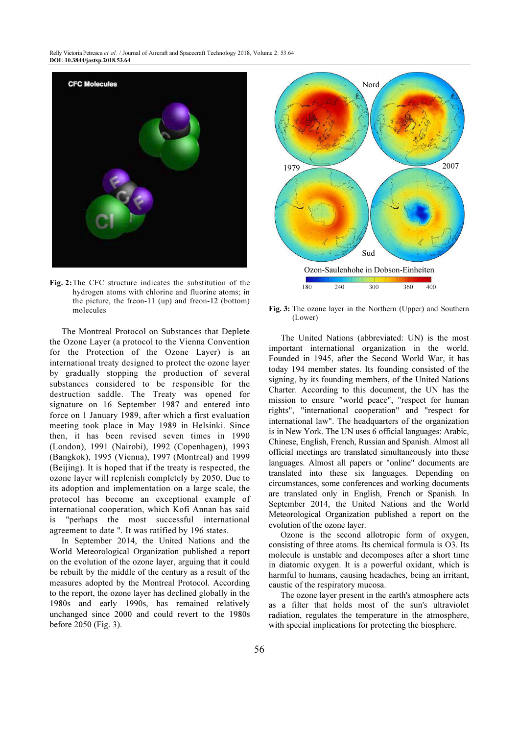CFC Molecules

**Fig. 2:** The CFC structure indicates the substitution of the hydrogen atoms with chlorine and fluorine atoms; in the picture, the freon-11 (up) and freon-12 (bottom) molecules

The Montreal Protocol on Substances that Deplete the Ozone Layer (a protocol to the Vienna Convention for the Protection of the Ozone Layer) is an international treaty designed to protect the ozone layer by gradually stopping the production of several substances considered to be responsible for the destruction saddle. The Treaty was opened for signature on 16 September 1987 and entered into force on 1 January 1989, after which a first evaluation meeting took place in May 1989 in Helsinki. Since then, it has been revised seven times in 1990 (London), 1991 (Nairobi), 1992 (Copenhagen), 1993 (Bangkok), 1995 (Vienna), 1997 (Montreal) and 1999 (Beijing). It is hoped that if the treaty is respected, the ozone layer will replenish completely by 2050. Due to its adoption and implementation on a large scale, the protocol has become an exceptional example of international cooperation, which Kofi Annan has said is "perhaps the most successful international agreement to date ". It was ratified by 196 states.

In September 2014, the United Nations and the World Meteorological Organization published a report on the evolution of the ozone layer, arguing that it could be rebuilt by the middle of the century as a result of the measures adopted by the Montreal Protocol. According to the report, the ozone layer has declined globally in the 1980s and early 1990s, has remained relatively unchanged since 2000 and could revert to the 1980s before 2050 (Fig. 3).

Nord

1979

2007

Sud

Ozon-Saulenhohe in Dobson-Einheiten

180 240 300 360 400

**Fig. 3:** The ozone layer in the Northern (Upper) and Southern (Lower)

The United Nations (abbreviated: UN) is the most important international organization in the world. Founded in 1945, after the Second World War, it has today 194 member states. Its founding consisted of the signing, by its founding members, of the United Nations Charter. According to this document, the UN has the mission to ensure "world peace", "respect for human rights", "international cooperation" and "respect for international law". The headquarters of the organization is in New York. The UN uses 6 official languages: Arabic, Chinese, English, French, Russian and Spanish. Almost all official meetings are translated simultaneously into these languages. Almost all papers or "online" documents are translated into these six languages. Depending on circumstances, some conferences and working documents are translated only in English, French or Spanish. In September 2014, the United Nations and the World Meteorological Organization published a report on the evolution of the ozone layer.

Ozone is the second allotropic form of oxygen, consisting of three atoms. Its chemical formula is $O_3$. Its molecule is unstable and decomposes after a short time in diatomic oxygen. It is a powerful oxidant, which is harmful to humans, causing headaches, being an irritant, caustic of the respiratory mucosa.

The ozone layer present in the earth's atmosphere acts as a filter that holds most of the sun's ultraviolet radiation, regulates the temperature in the atmosphere, with special implications for protecting the biosphere.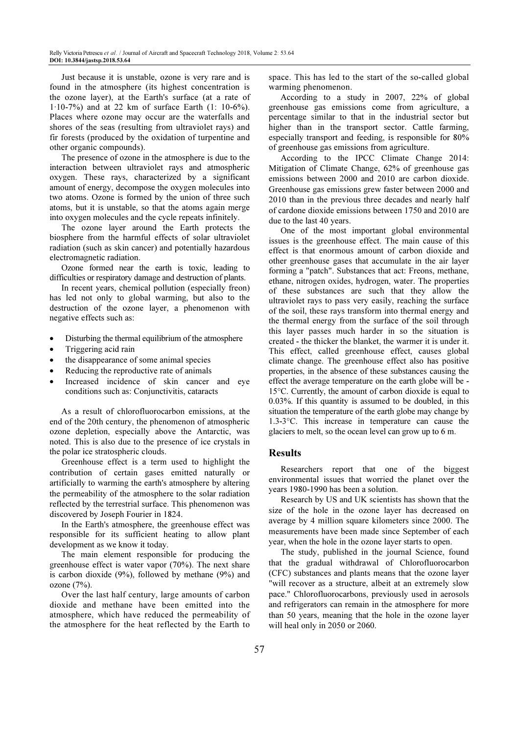Just because it is unstable, ozone is very rare and is found in the atmosphere (its highest concentration is the ozone layer), at the Earth's surface (at a rate of 1·10-7%) and at 22 km of surface Earth (1: 10-6%). Places where ozone may occur are the waterfalls and shores of the seas (resulting from ultraviolet rays) and fir forests (produced by the oxidation of turpentine and other organic compounds).

The presence of ozone in the atmosphere is due to the interaction between ultraviolet rays and atmospheric oxygen. These rays, characterized by a significant amount of energy, decompose the oxygen molecules into two atoms. Ozone is formed by the union of three such atoms, but it is unstable, so that the atoms again merge into oxygen molecules and the cycle repeats infinitely.

The ozone layer around the Earth protects the biosphere from the harmful effects of solar ultraviolet radiation (such as skin cancer) and potentially hazardous electromagnetic radiation.

Ozone formed near the earth is toxic, leading to difficulties or respiratory damage and destruction of plants.

In recent years, chemical pollution (especially freon) has led not only to global warming, but also to the destruction of the ozone layer, a phenomenon with negative effects such as:

- Disturbing the thermal equilibrium of the atmosphere
- Triggering acid rain
- the disappearance of some animal species
- Reducing the reproductive rate of animals
- Increased incidence of skin cancer and eye conditions such as: Conjunctivitis, cataracts

As a result of chlorofluorocarbon emissions, at the end of the 20th century, the phenomenon of atmospheric ozone depletion, especially above the Antarctic, was noted. This is also due to the presence of ice crystals in the polar ice stratospheric clouds.

Greenhouse effect is a term used to highlight the contribution of certain gases emitted naturally or artificially to warming the earth's atmosphere by altering the permeability of the atmosphere to the solar radiation reflected by the terrestrial surface. This phenomenon was discovered by Joseph Fourier in 1824.

In the Earth's atmosphere, the greenhouse effect was responsible for its sufficient heating to allow plant development as we know it today.

The main element responsible for producing the greenhouse effect is water vapor (70%). The next share is carbon dioxide (9%), followed by methane (9%) and ozone (7%).

Over the last half century, large amounts of carbon dioxide and methane have been emitted into the atmosphere, which have reduced the permeability of the atmosphere for the heat reflected by the Earth to space. This has led to the start of the so-called global warming phenomenon.

According to a study in 2007, 22% of global greenhouse gas emissions come from agriculture, a percentage similar to that in the industrial sector but higher than in the transport sector. Cattle farming, especially transport and feeding, is responsible for 80% of greenhouse gas emissions from agriculture.

According to the IPCC Climate Change 2014: Mitigation of Climate Change, 62% of greenhouse gas emissions between 2000 and 2010 are carbon dioxide. Greenhouse gas emissions grew faster between 2000 and 2010 than in the previous three decades and nearly half of cardone dioxide emissions between 1750 and 2010 are due to the last 40 years.

One of the most important global environmental issues is the greenhouse effect. The main cause of this effect is that enormous amount of carbon dioxide and other greenhouse gases that accumulate in the air layer forming a "patch". Substances that act: Freons, methane, ethane, nitrogen oxides, hydrogen, water. The properties of these substances are such that they allow the ultraviolet rays to pass very easily, reaching the surface of the soil, these rays transform into thermal energy and the thermal energy from the surface of the soil through this layer passes much harder in so the situation is created - the thicker the blanket, the warmer it is under it. This effect, called greenhouse effect, causes global climate change. The greenhouse effect also has positive properties, in the absence of these substances causing the effect the average temperature on the earth globe will be -15°C. Currently, the amount of carbon dioxide is equal to 0.03%. If this quantity is assumed to be doubled, in this situation the temperature of the earth globe may change by 1.3-3°C. This increase in temperature can cause the glaciers to melt, so the ocean level can grow up to 6 m.

## Results

Researchers report that one of the biggest environmental issues that worried the planet over the years 1980-1990 has been a solution.

Research by US and UK scientists has shown that the size of the hole in the ozone layer has decreased on average by 4 million square kilometers since 2000. The measurements have been made since September of each year, when the hole in the ozone layer starts to open.

The study, published in the journal Science, found that the gradual withdrawal of Chlorofluorocarbon (CFC) substances and plants means that the ozone layer "will recover as a structure, albeit at an extremely slow pace." Chlorofluorocarbons, previously used in aerosols and refrigerators can remain in the atmosphere for more than 50 years, meaning that the hole in the ozone layer will heal only in 2050 or 2060.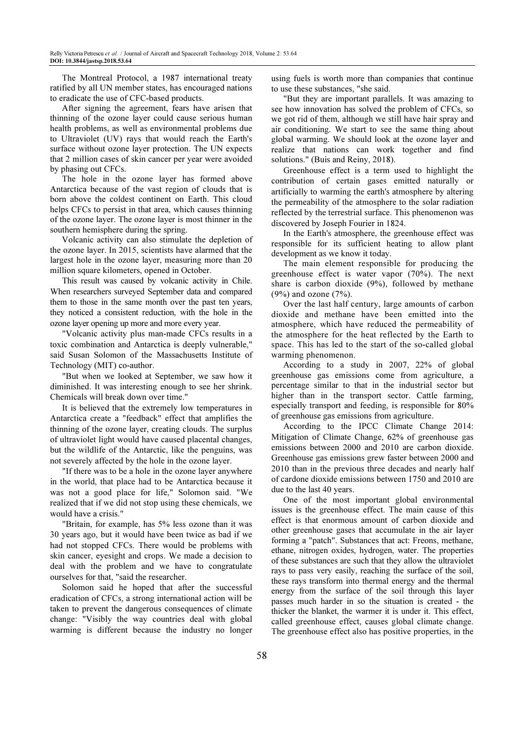The Montreal Protocol, a 1987 international treaty ratified by all UN member states, has encouraged nations to eradicate the use of CFC-based products.

After signing the agreement, fears have arisen that thinning of the ozone layer could cause serious human health problems, as well as environmental problems due to Ultraviolet (UV) rays that would reach the Earth's surface without ozone layer protection. The UN expects that 2 million cases of skin cancer per year were avoided by phasing out CFCs.

The hole in the ozone layer has formed above Antarctica because of the vast region of clouds that is born above the coldest continent on Earth. This cloud helps CFCs to persist in that area, which causes thinning of the ozone layer. The ozone layer is most thinner in the southern hemisphere during the spring.

Volcanic activity can also stimulate the depletion of the ozone layer. In 2015, scientists have alarmed that the largest hole in the ozone layer, measuring more than 20 million square kilometers, opened in October.

This result was caused by volcanic activity in Chile. When researchers surveyed September data and compared them to those in the same month over the past ten years, they noticed a consistent reduction, with the hole in the ozone layer opening up more and more every year.

"Volcanic activity plus man-made CFCs results in a toxic combination and Antarctica is deeply vulnerable," said Susan Solomon of the Massachusetts Institute of Technology (MIT) co-author.

"But when we looked at September, we saw how it diminished. It was interesting enough to see her shrink. Chemicals will break down over time."

It is believed that the extremely low temperatures in Antarctica create a "feedback" effect that amplifies the thinning of the ozone layer, creating clouds. The surplus of ultraviolet light would have caused placental changes, but the wildlife of the Antarctic, like the penguins, was not severely affected by the hole in the ozone layer.

"If there was to be a hole in the ozone layer anywhere in the world, that place had to be Antarctica because it was not a good place for life," Solomon said. "We realized that if we did not stop using these chemicals, we would have a crisis."

"Britain, for example, has 5% less ozone than it was 30 years ago, but it would have been twice as bad if we had not stopped CFCs. There would be problems with skin cancer, eyesight and crops. We made a decision to deal with the problem and we have to congratulate ourselves for that, "said the researcher.

Solomon said he hoped that after the successful eradication of CFCs, a strong international action will be taken to prevent the dangerous consequences of climate change: "Visibly the way countries deal with global warming is different because the industry no longer using fuels is worth more than companies that continue to use these substances, "she said.

"But they are important parallels. It was amazing to see how innovation has solved the problem of CFCs, so we got rid of them, although we still have hair spray and air conditioning. We start to see the same thing about global warming. We should look at the ozone layer and realize that nations can work together and find solutions." (Buis and Reiny, 2018).

Greenhouse effect is a term used to highlight the contribution of certain gases emitted naturally or artificially to warming the earth's atmosphere by altering the permeability of the atmosphere to the solar radiation reflected by the terrestrial surface. This phenomenon was discovered by Joseph Fourier in 1824.

In the Earth's atmosphere, the greenhouse effect was responsible for its sufficient heating to allow plant development as we know it today.

The main element responsible for producing the greenhouse effect is water vapor (70%). The next share is carbon dioxide (9%), followed by methane (9%) and ozone (7%).

Over the last half century, large amounts of carbon dioxide and methane have been emitted into the atmosphere, which have reduced the permeability of the atmosphere for the heat reflected by the Earth to space. This has led to the start of the so-called global warming phenomenon.

According to a study in 2007, 22% of global greenhouse gas emissions come from agriculture, a percentage similar to that in the industrial sector but higher than in the transport sector. Cattle farming, especially transport and feeding, is responsible for 80% of greenhouse gas emissions from agriculture.

According to the IPCC Climate Change 2014: Mitigation of Climate Change, 62% of greenhouse gas emissions between 2000 and 2010 are carbon dioxide. Greenhouse gas emissions grew faster between 2000 and 2010 than in the previous three decades and nearly half of cardone dioxide emissions between 1750 and 2010 are due to the last 40 years.

One of the most important global environmental issues is the greenhouse effect. The main cause of this effect is that enormous amount of carbon dioxide and other greenhouse gases that accumulate in the air layer forming a "patch". Substances that act: Freons, methane, ethane, nitrogen oxides, hydrogen, water. The properties of these substances are such that they allow the ultraviolet rays to pass very easily, reaching the surface of the soil, these rays transform into thermal energy and the thermal energy from the surface of the soil through this layer passes much harder in so the situation is created - the thicker the blanket, the warmer it is under it. This effect, called greenhouse effect, causes global climate change. The greenhouse effect also has positive properties, in the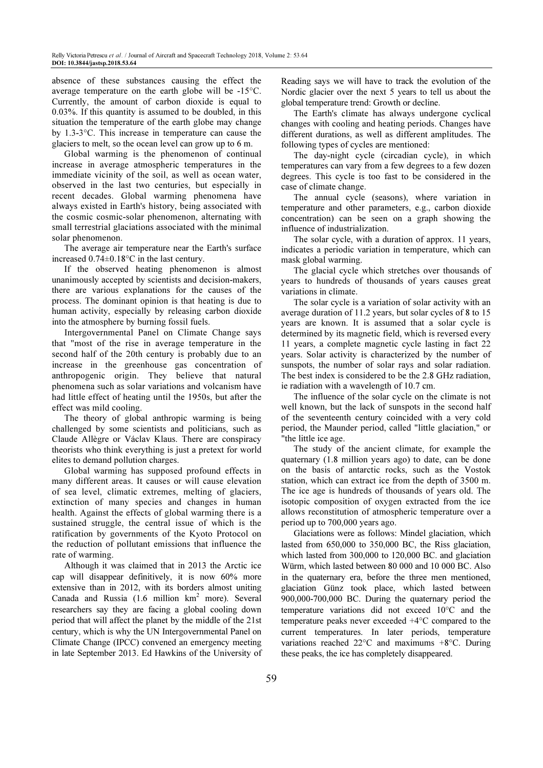absence of these substances causing the effect the average temperature on the earth globe will be -15°C. Currently, the amount of carbon dioxide is equal to 0.03%. If this quantity is assumed to be doubled, in this situation the temperature of the earth globe may change by 1.3-3°C. This increase in temperature can cause the glaciers to melt, so the ocean level can grow up to 6 m.

Global warming is the phenomenon of continual increase in average atmospheric temperatures in the immediate vicinity of the soil, as well as ocean water, observed in the last two centuries, but especially in recent decades. Global warming phenomena have always existed in Earth's history, being associated with the cosmic cosmic-solar phenomenon, alternating with small terrestrial glaciations associated with the minimal solar phenomenon.

The average air temperature near the Earth's surface increased 0.74±0.18°C in the last century.

If the observed heating phenomenon is almost unanimously accepted by scientists and decision-makers, there are various explanations for the causes of the process. The dominant opinion is that heating is due to human activity, especially by releasing carbon dioxide into the atmosphere by burning fossil fuels.

Intergovernmental Panel on Climate Change says that "most of the rise in average temperature in the second half of the 20th century is probably due to an increase in the greenhouse gas concentration of anthropogenic origin. They believe that natural phenomena such as solar variations and volcanism have had little effect of heating until the 1950s, but after the effect was mild cooling.

The theory of global anthropic warming is being challenged by some scientists and politicians, such as Claude Allègre or Václav Klaus. There are conspiracy theorists who think everything is just a pretext for world elites to demand pollution charges.

Global warming has supposed profound effects in many different areas. It causes or will cause elevation of sea level, climatic extremes, melting of glaciers, extinction of many species and changes in human health. Against the effects of global warming there is a sustained struggle, the central issue of which is the ratification by governments of the Kyoto Protocol on the reduction of pollutant emissions that influence the rate of warming.

Although it was claimed that in 2013 the Arctic ice cap will disappear definitively, it is now 60% more extensive than in 2012, with its borders almost uniting Canada and Russia (1.6 million km$^2$ more). Several researchers say they are facing a global cooling down period that will affect the planet by the middle of the 21st century, which is why the UN Intergovernmental Panel on Climate Change (IPCC) convened an emergency meeting in late September 2013. Ed Hawkins of the University of Reading says we will have to track the evolution of the Nordic glacier over the next 5 years to tell us about the global temperature trend: Growth or decline.

The Earth's climate has always undergone cyclical changes with cooling and heating periods. Changes have different durations, as well as different amplitudes. The following types of cycles are mentioned:

The day-night cycle (circadian cycle), in which temperatures can vary from a few degrees to a few dozen degrees. This cycle is too fast to be considered in the case of climate change.

The annual cycle (seasons), where variation in temperature and other parameters, e.g., carbon dioxide concentration) can be seen on a graph showing the influence of industrialization.

The solar cycle, with a duration of approx. 11 years, indicates a periodic variation in temperature, which can mask global warming.

The glacial cycle which stretches over thousands of years to hundreds of thousands of years causes great variations in climate.

The solar cycle is a variation of solar activity with an average duration of 11.2 years, but solar cycles of 8 to 15 years are known. It is assumed that a solar cycle is determined by its magnetic field, which is reversed every 11 years, a complete magnetic cycle lasting in fact 22 years. Solar activity is characterized by the number of sunspots, the number of solar rays and solar radiation. The best index is considered to be the 2.8 GHz radiation, ie radiation with a wavelength of 10.7 cm.

The influence of the solar cycle on the climate is not well known, but the lack of sunspots in the second half of the seventeenth century coincided with a very cold period, the Maunder period, called "little glaciation," or "the little ice age.

The study of the ancient climate, for example the quaternary (1.8 million years ago) to date, can be done on the basis of antarctic rocks, such as the Vostok station, which can extract ice from the depth of 3500 m. The ice age is hundreds of thousands of years old. The isotopic composition of oxygen extracted from the ice allows reconstitution of atmospheric temperature over a period up to 700,000 years ago.

Glaciations were as follows: Mindel glaciation, which lasted from 650,000 to 350,000 BC, the Riss glaciation, which lasted from 300,000 to 120,000 BC. and glaciation Würm, which lasted between 80 000 and 10 000 BC. Also in the quaternary era, before the three men mentioned, glaciation Günz took place, which lasted between 900,000-700,000 BC. During the quaternary period the temperature variations did not exceed 10°C and the temperature peaks never exceeded +4°C compared to the current temperatures. In later periods, temperature variations reached 22°C and maximums +8°C. During these peaks, the ice has completely disappeared.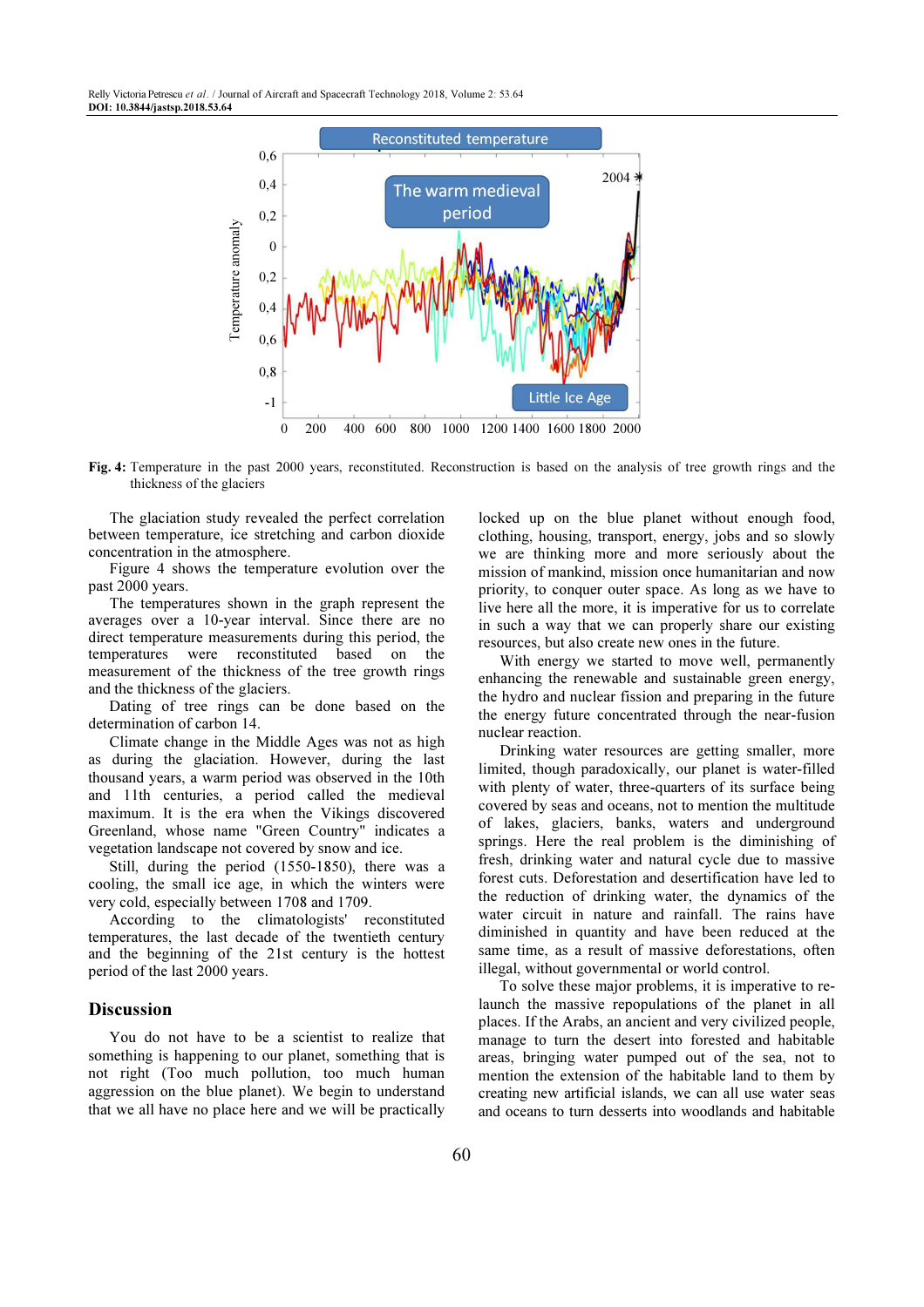Reconstituted temperature

0,6

0,4

0,2

0

0,2

0,4

0,6

0,8

-1

Temperature anomaly

The warm medieval period

2004 *

Little Ice Age

0 200 400 600 800 1000 1200 1400 1600 1800 2000

**Fig. 4:** Temperature in the past 2000 years, reconstituted. Reconstruction is based on the analysis of tree growth rings and the thickness of the glaciers

The glaciation study revealed the perfect correlation between temperature, ice stretching and carbon dioxide concentration in the atmosphere.

Figure 4 shows the temperature evolution over the past 2000 years.

The temperatures shown in the graph represent the averages over a 10-year interval. Since there are no direct temperature measurements during this period, the temperatures were reconstituted based on the measurement of the thickness of the tree growth rings and the thickness of the glaciers.

Dating of tree rings can be done based on the determination of carbon 14.

Climate change in the Middle Ages was not as high as during the glaciation. However, during the last thousand years, a warm period was observed in the 10th and 11th centuries, a period called the medieval maximum. It is the era when the Vikings discovered Greenland, whose name "Green Country" indicates a vegetation landscape not covered by snow and ice.

Still, during the period (1550-1850), there was a cooling, the small ice age, in which the winters were very cold, especially between 1708 and 1709.

According to the climatologists' reconstituted temperatures, the last decade of the twentieth century and the beginning of the 21st century is the hottest period of the last 2000 years.

## Discussion

You do not have to be a scientist to realize that something is happening to our planet, something that is not right (Too much pollution, too much human aggression on the blue planet). We begin to understand that we all have no place here and we will be practically locked up on the blue planet without enough food, clothing, housing, transport, energy, jobs and so slowly we are thinking more and more seriously about the mission of mankind, mission once humanitarian and now priority, to conquer outer space. As long as we have to live here all the more, it is imperative for us to correlate in such a way that we can properly share our existing resources, but also create new ones in the future.

With energy we started to move well, permanently enhancing the renewable and sustainable green energy, the hydro and nuclear fission and preparing in the future the energy future concentrated through the near-fusion nuclear reaction.

Drinking water resources are getting smaller, more limited, though paradoxically, our planet is water-filled with plenty of water, three-quarters of its surface being covered by seas and oceans, not to mention the multitude of lakes, glaciers, banks, waters and underground springs. Here the real problem is the diminishing of fresh, drinking water and natural cycle due to massive forest cuts. Deforestation and desertification have led to the reduction of drinking water, the dynamics of the water circuit in nature and rainfall. The rains have diminished in quantity and have been reduced at the same time, as a result of massive deforestations, often illegal, without governmental or world control.

To solve these major problems, it is imperative to re-launch the massive repopulations of the planet in all places. If the Arabs, an ancient and very civilized people, manage to turn the desert into forested and habitable areas, bringing water pumped out of the sea, not to mention the extension of the habitable land to them by creating new artificial islands, we can all use water seas and oceans to turn desserts into woodlands and habitable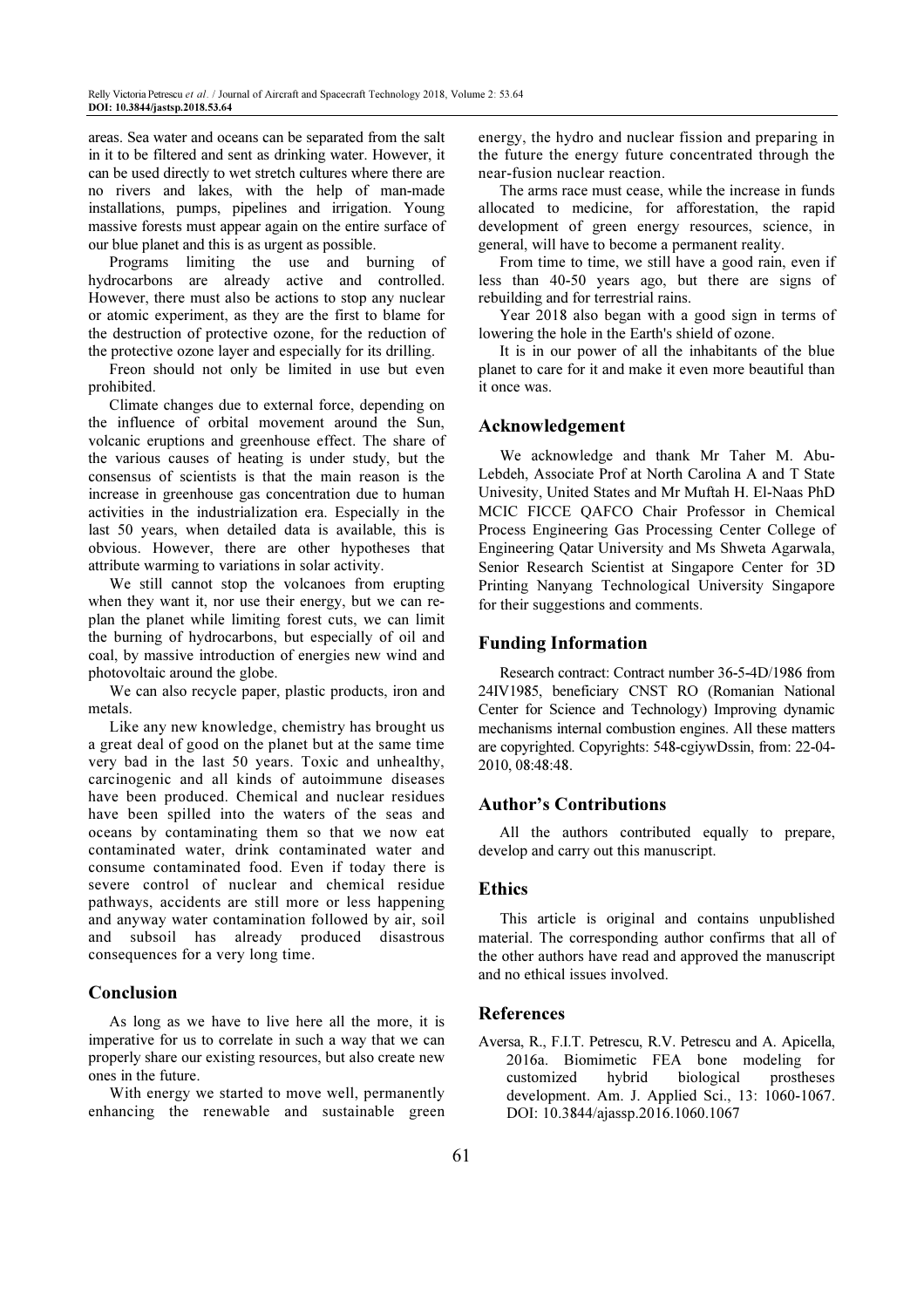areas. Sea water and oceans can be separated from the salt in it to be filtered and sent as drinking water. However, it can be used directly to wet stretch cultures where there are no rivers and lakes, with the help of man-made installations, pumps, pipelines and irrigation. Young massive forests must appear again on the entire surface of our blue planet and this is as urgent as possible.

Programs limiting the use and burning of hydrocarbons are already active and controlled. However, there must also be actions to stop any nuclear or atomic experiment, as they are the first to blame for the destruction of protective ozone, for the reduction of the protective ozone layer and especially for its drilling.

Freon should not only be limited in use but even prohibited.

Climate changes due to external force, depending on the influence of orbital movement around the Sun, volcanic eruptions and greenhouse effect. The share of the various causes of heating is under study, but the consensus of scientists is that the main reason is the increase in greenhouse gas concentration due to human activities in the industrialization era. Especially in the last 50 years, when detailed data is available, this is obvious. However, there are other hypotheses that attribute warming to variations in solar activity.

We still cannot stop the volcanoes from erupting when they want it, nor use their energy, but we can re-plan the planet while limiting forest cuts, we can limit the burning of hydrocarbons, but especially of oil and coal, by massive introduction of energies new wind and photovoltaic around the globe.

We can also recycle paper, plastic products, iron and metals.

Like any new knowledge, chemistry has brought us a great deal of good on the planet but at the same time very bad in the last 50 years. Toxic and unhealthy, carcinogenic and all kinds of autoimmune diseases have been produced. Chemical and nuclear residues have been spilled into the waters of the seas and oceans by contaminating them so that we now eat contaminated water, drink contaminated water and consume contaminated food. Even if today there is severe control of nuclear and chemical residue pathways, accidents are still more or less happening and anyway water contamination followed by air, soil and subsoil has already produced disastrous consequences for a very long time.

## Conclusion

As long as we have to live here all the more, it is imperative for us to correlate in such a way that we can properly share our existing resources, but also create new ones in the future.

With energy we started to move well, permanently enhancing the renewable and sustainable green energy, the hydro and nuclear fission and preparing in the future the energy future concentrated through the near-fusion nuclear reaction.

The arms race must cease, while the increase in funds allocated to medicine, for afforestation, the rapid development of green energy resources, science, in general, will have to become a permanent reality.

From time to time, we still have a good rain, even if less than 40-50 years ago, but there are signs of rebuilding and for terrestrial rains.

Year 2018 also began with a good sign in terms of lowering the hole in the Earth's shield of ozone.

It is in our power of all the inhabitants of the blue planet to care for it and make it even more beautiful than it once was.

## Acknowledgement

We acknowledge and thank Mr Taher M. Abu-Lebdeh, Associate Prof at North Carolina A and T State Univesity, United States and Mr Muftah H. El-Naas PhD MCIC FICCE QAFCO Chair Professor in Chemical Process Engineering Gas Processing Center College of Engineering Qatar University and Ms Shweta Agarwala, Senior Research Scientist at Singapore Center for 3D Printing Nanyang Technological University Singapore for their suggestions and comments.

## Funding Information

Research contract: Contract number 36-5-4D/1986 from 24IV1985, beneficiary CNST RO (Romanian National Center for Science and Technology) Improving dynamic mechanisms internal combustion engines. All these matters are copyrighted. Copyrights: 548-cgiywDssin, from: 22-04-2010, 08:48:48.

## Author's Contributions

All the authors contributed equally to prepare, develop and carry out this manuscript.

## Ethics

This article is original and contains unpublished material. The corresponding author confirms that all of the other authors have read and approved the manuscript and no ethical issues involved.

## References

Aversa, R., F.I.T. Petrescu, R.V. Petrescu and A. Apicella, 2016a. Biomimetic FEA bone modeling for customized hybrid biological prostheses development. Am. J. Applied Sci., 13: 1060-1067. DOI: 10.3844/ajassp.2016.1060.1067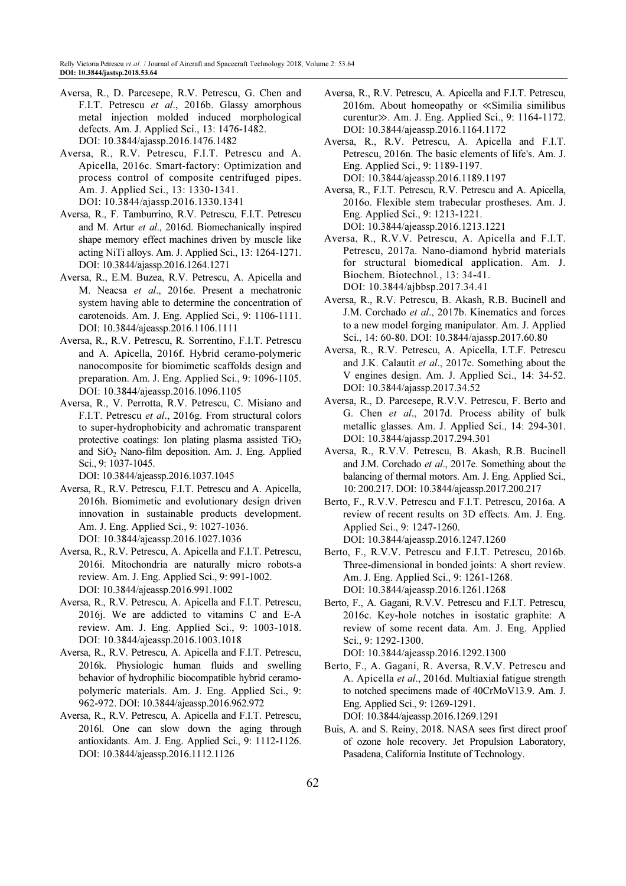Aversa, R., D. Parcesepe, R.V. Petrescu, G. Chen and F.I.T. Petrescu *et al*., 2016b. Glassy amorphous metal injection molded induced morphological defects. Am. J. Applied Sci., 13: 1476-1482. DOI: 10.3844/ajassp.2016.1476.1482

Aversa, R., R.V. Petrescu, F.I.T. Petrescu and A. Apicella, 2016c. Smart-factory: Optimization and process control of composite centrifuged pipes. Am. J. Applied Sci., 13: 1330-1341. DOI: 10.3844/ajassp.2016.1330.1341

Aversa, R., F. Tamburrino, R.V. Petrescu, F.I.T. Petrescu and M. Artur *et al*., 2016d. Biomechanically inspired shape memory effect machines driven by muscle like acting NiTi alloys. Am. J. Applied Sci., 13: 1264-1271. DOI: 10.3844/ajassp.2016.1264.1271

Aversa, R., E.M. Buzea, R.V. Petrescu, A. Apicella and M. Neacsa *et al*., 2016e. Present a mechatronic system having able to determine the concentration of carotenoids. Am. J. Eng. Applied Sci., 9: 1106-1111. DOI: 10.3844/ajeassp.2016.1106.1111

Aversa, R., R.V. Petrescu, R. Sorrentino, F.I.T. Petrescu and A. Apicella, 2016f. Hybrid ceramo-polymeric nanocomposite for biomimetic scaffolds design and preparation. Am. J. Eng. Applied Sci., 9: 1096-1105. DOI: 10.3844/ajeassp.2016.1096.1105

Aversa, R., V. Perrotta, R.V. Petrescu, C. Misiano and F.I.T. Petrescu *et al*., 2016g. From structural colors to super-hydrophobicity and achromatic transparent protective coatings: Ion plating plasma assisted $TiO_2$ and $SiO_2$ Nano-film deposition. Am. J. Eng. Applied Sci., 9: 1037-1045. DOI: 10.3844/ajeassp.2016.1037.1045

Aversa, R., R.V. Petrescu, F.I.T. Petrescu and A. Apicella, 2016h. Biomimetic and evolutionary design driven innovation in sustainable products development. Am. J. Eng. Applied Sci., 9: 1027-1036. DOI: 10.3844/ajeassp.2016.1027.1036

Aversa, R., R.V. Petrescu, A. Apicella and F.I.T. Petrescu, 2016i. Mitochondria are naturally micro robots-a review. Am. J. Eng. Applied Sci., 9: 991-1002. DOI: 10.3844/ajeassp.2016.991.1002

Aversa, R., R.V. Petrescu, A. Apicella and F.I.T. Petrescu, 2016j. We are addicted to vitamins C and E-A review. Am. J. Eng. Applied Sci., 9: 1003-1018. DOI: 10.3844/ajeassp.2016.1003.1018

Aversa, R., R.V. Petrescu, A. Apicella and F.I.T. Petrescu, 2016k. Physiologic human fluids and swelling behavior of hydrophilic biocompatible hybrid ceramo-polymeric materials. Am. J. Eng. Applied Sci., 9: 962-972. DOI: 10.3844/ajeassp.2016.962.972

Aversa, R., R.V. Petrescu, A. Apicella and F.I.T. Petrescu, 2016l. One can slow down the aging through antioxidants. Am. J. Eng. Applied Sci., 9: 1112-1126. DOI: 10.3844/ajeassp.2016.1112.1126

Aversa, R., R.V. Petrescu, A. Apicella and F.I.T. Petrescu, 2016m. About homeopathy or ≪Similia similibus curentur≫. Am. J. Eng. Applied Sci., 9: 1164-1172. DOI: 10.3844/ajeassp.2016.1164.1172

Aversa, R., R.V. Petrescu, A. Apicella and F.I.T. Petrescu, 2016n. The basic elements of life's. Am. J. Eng. Applied Sci., 9: 1189-1197. DOI: 10.3844/ajeassp.2016.1189.1197

Aversa, R., F.I.T. Petrescu, R.V. Petrescu and A. Apicella, 2016o. Flexible stem trabecular prostheses. Am. J. Eng. Applied Sci., 9: 1213-1221. DOI: 10.3844/ajeassp.2016.1213.1221

Aversa, R., R.V.V. Petrescu, A. Apicella and F.I.T. Petrescu, 2017a. Nano-diamond hybrid materials for structural biomedical application. Am. J. Biochem. Biotechnol., 13: 34-41. DOI: 10.3844/ajbbsp.2017.34.41

Aversa, R., R.V. Petrescu, B. Akash, R.B. Bucinell and J.M. Corchado *et al*., 2017b. Kinematics and forces to a new model forging manipulator. Am. J. Applied Sci., 14: 60-80. DOI: 10.3844/ajassp.2017.60.80

Aversa, R., R.V. Petrescu, A. Apicella, I.T.F. Petrescu and J.K. Calautit *et al*., 2017c. Something about the V engines design. Am. J. Applied Sci., 14: 34-52. DOI: 10.3844/ajassp.2017.34.52

Aversa, R., D. Parcesepe, R.V.V. Petrescu, F. Berto and G. Chen *et al*., 2017d. Process ability of bulk metallic glasses. Am. J. Applied Sci., 14: 294-301. DOI: 10.3844/ajassp.2017.294.301

Aversa, R., R.V.V. Petrescu, B. Akash, R.B. Bucinell and J.M. Corchado *et al*., 2017e. Something about the balancing of thermal motors. Am. J. Eng. Applied Sci., 10: 200.217. DOI: 10.3844/ajeassp.2017.200.217

Berto, F., R.V.V. Petrescu and F.I.T. Petrescu, 2016a. A review of recent results on 3D effects. Am. J. Eng. Applied Sci., 9: 1247-1260. DOI: 10.3844/ajeassp.2016.1247.1260

Berto, F., R.V.V. Petrescu and F.I.T. Petrescu, 2016b. Three-dimensional in bonded joints: A short review. Am. J. Eng. Applied Sci., 9: 1261-1268. DOI: 10.3844/ajeassp.2016.1261.1268

Berto, F., A. Gagani, R.V.V. Petrescu and F.I.T. Petrescu, 2016c. Key-hole notches in isostatic graphite: A review of some recent data. Am. J. Eng. Applied Sci., 9: 1292-1300. DOI: 10.3844/ajeassp.2016.1292.1300

Berto, F., A. Gagani, R. Aversa, R.V.V. Petrescu and A. Apicella *et al*., 2016d. Multiaxial fatigue strength to notched specimens made of 40CrMoV13.9. Am. J. Eng. Applied Sci., 9: 1269-1291. DOI: 10.3844/ajeassp.2016.1269.1291

Buis, A. and S. Reiny, 2018. NASA sees first direct proof of ozone hole recovery. Jet Propulsion Laboratory, Pasadena, California Institute of Technology.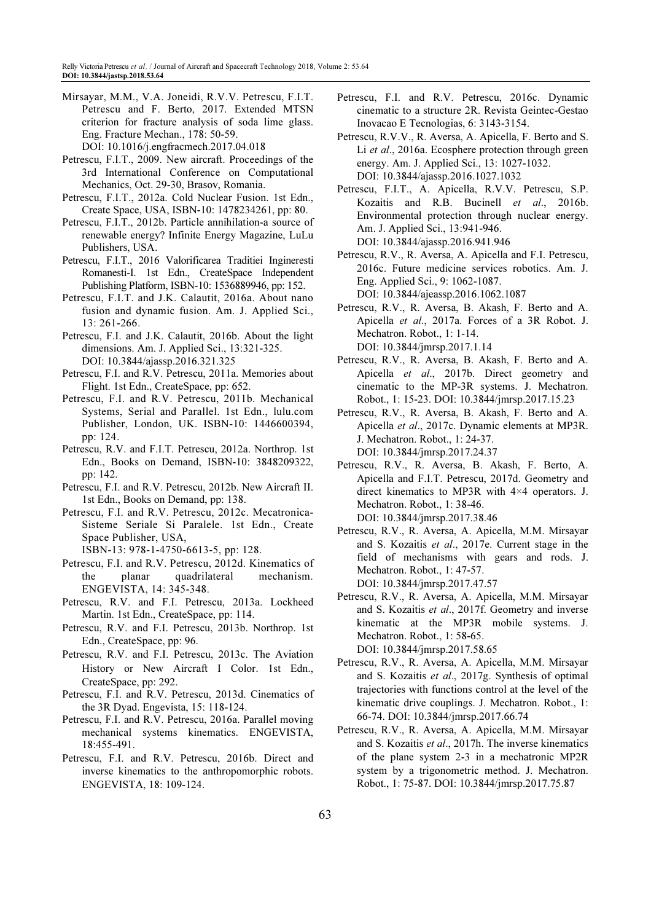Mirsayar, M.M., V.A. Joneidi, R.V.V. Petrescu, F.I.T. Petrescu and F. Berto, 2017. Extended MTSN criterion for fracture analysis of soda lime glass. Eng. Fracture Mechan., 178: 50-59. DOI: 10.1016/j.engfracmech.2017.04.018

Petrescu, F.I.T., 2009. New aircraft. Proceedings of the 3rd International Conference on Computational Mechanics, Oct. 29-30, Brasov, Romania.

Petrescu, F.I.T., 2012a. Cold Nuclear Fusion. 1st Edn., Create Space, USA, ISBN-10: 1478234261, pp: 80.

Petrescu, F.I.T., 2012b. Particle annihilation-a source of renewable energy? Infinite Energy Magazine, LuLu Publishers, USA.

Petrescu, F.I.T., 2016 Valorificarea Traditiei Ingineresti Romanesti-I. 1st Edn., CreateSpace Independent Publishing Platform, ISBN-10: 1536889946, pp: 152.

Petrescu, F.I.T. and J.K. Calautit, 2016a. About nano fusion and dynamic fusion. Am. J. Applied Sci., 13: 261-266.

Petrescu, F.I. and J.K. Calautit, 2016b. About the light dimensions. Am. J. Applied Sci., 13:321-325. DOI: 10.3844/ajassp.2016.321.325

Petrescu, F.I. and R.V. Petrescu, 2011a. Memories about Flight. 1st Edn., CreateSpace, pp: 652.

Petrescu, F.I. and R.V. Petrescu, 2011b. Mechanical Systems, Serial and Parallel. 1st Edn., lulu.com Publisher, London, UK. ISBN-10: 1446600394, pp: 124.

Petrescu, R.V. and F.I.T. Petrescu, 2012a. Northrop. 1st Edn., Books on Demand, ISBN-10: 3848209322, pp: 142.

Petrescu, F.I. and R.V. Petrescu, 2012b. New Aircraft II. 1st Edn., Books on Demand, pp: 138.

Petrescu, F.I. and R.V. Petrescu, 2012c. Mecatronica-Sisteme Seriale Si Paralele. 1st Edn., Create Space Publisher, USA, ISBN-13: 978-1-4750-6613-5, pp: 128.

Petrescu, F.I. and R.V. Petrescu, 2012d. Kinematics of the planar quadrilateral mechanism. ENGEVISTA, 14: 345-348.

Petrescu, R.V. and F.I. Petrescu, 2013a. Lockheed Martin. 1st Edn., CreateSpace, pp: 114.

Petrescu, R.V. and F.I. Petrescu, 2013b. Northrop. 1st Edn., CreateSpace, pp: 96.

Petrescu, R.V. and F.I. Petrescu, 2013c. The Aviation History or New Aircraft I Color. 1st Edn., CreateSpace, pp: 292.

Petrescu, F.I. and R.V. Petrescu, 2013d. Cinematics of the 3R Dyad. Engevista, 15: 118-124.

Petrescu, F.I. and R.V. Petrescu, 2016a. Parallel moving mechanical systems kinematics. ENGEVISTA, 18:455-491.

Petrescu, F.I. and R.V. Petrescu, 2016b. Direct and inverse kinematics to the anthropomorphic robots. ENGEVISTA, 18: 109-124.

Petrescu, F.I. and R.V. Petrescu, 2016c. Dynamic cinematic to a structure 2R. Revista Geintec-Gestao Inovacao E Tecnologias, 6: 3143-3154.

Petrescu, R.V.V., R. Aversa, A. Apicella, F. Berto and S. Li *et al*., 2016a. Ecosphere protection through green energy. Am. J. Applied Sci., 13: 1027-1032. DOI: 10.3844/ajassp.2016.1027.1032

Petrescu, F.I.T., A. Apicella, R.V.V. Petrescu, S.P. Kozaitis and R.B. Bucinell *et al*., 2016b. Environmental protection through nuclear energy. Am. J. Applied Sci., 13:941-946. DOI: 10.3844/ajassp.2016.941.946

Petrescu, R.V., R. Aversa, A. Apicella and F.I. Petrescu, 2016c. Future medicine services robotics. Am. J. Eng. Applied Sci., 9: 1062-1087. DOI: 10.3844/ajeassp.2016.1062.1087

Petrescu, R.V., R. Aversa, B. Akash, F. Berto and A. Apicella *et al*., 2017a. Forces of a 3R Robot. J. Mechatron. Robot., 1: 1-14. DOI: 10.3844/jmrsp.2017.1.14

Petrescu, R.V., R. Aversa, B. Akash, F. Berto and A. Apicella *et al*., 2017b. Direct geometry and cinematic to the MP-3R systems. J. Mechatron. Robot., 1: 15-23. DOI: 10.3844/jmrsp.2017.15.23

Petrescu, R.V., R. Aversa, B. Akash, F. Berto and A. Apicella *et al*., 2017c. Dynamic elements at MP3R. J. Mechatron. Robot., 1: 24-37. DOI: 10.3844/jmrsp.2017.24.37

Petrescu, R.V., R. Aversa, B. Akash, F. Berto, A. Apicella and F.I.T. Petrescu, 2017d. Geometry and direct kinematics to MP3R with 4×4 operators. J. Mechatron. Robot., 1: 38-46. DOI: 10.3844/jmrsp.2017.38.46

Petrescu, R.V., R. Aversa, A. Apicella, M.M. Mirsayar and S. Kozaitis *et al*., 2017e. Current stage in the field of mechanisms with gears and rods. J. Mechatron. Robot., 1: 47-57. DOI: 10.3844/jmrsp.2017.47.57

Petrescu, R.V., R. Aversa, A. Apicella, M.M. Mirsayar and S. Kozaitis *et al*., 2017f. Geometry and inverse kinematic at the MP3R mobile systems. J. Mechatron. Robot., 1: 58-65. DOI: 10.3844/jmrsp.2017.58.65

Petrescu, R.V., R. Aversa, A. Apicella, M.M. Mirsayar and S. Kozaitis *et al*., 2017g. Synthesis of optimal trajectories with functions control at the level of the kinematic drive couplings. J. Mechatron. Robot., 1: 66-74. DOI: 10.3844/jmrsp.2017.66.74

Petrescu, R.V., R. Aversa, A. Apicella, M.M. Mirsayar and S. Kozaitis *et al*., 2017h. The inverse kinematics of the plane system 2-3 in a mechatronic MP2R system by a trigonometric method. J. Mechatron. Robot., 1: 75-87. DOI: 10.3844/jmrsp.2017.75.87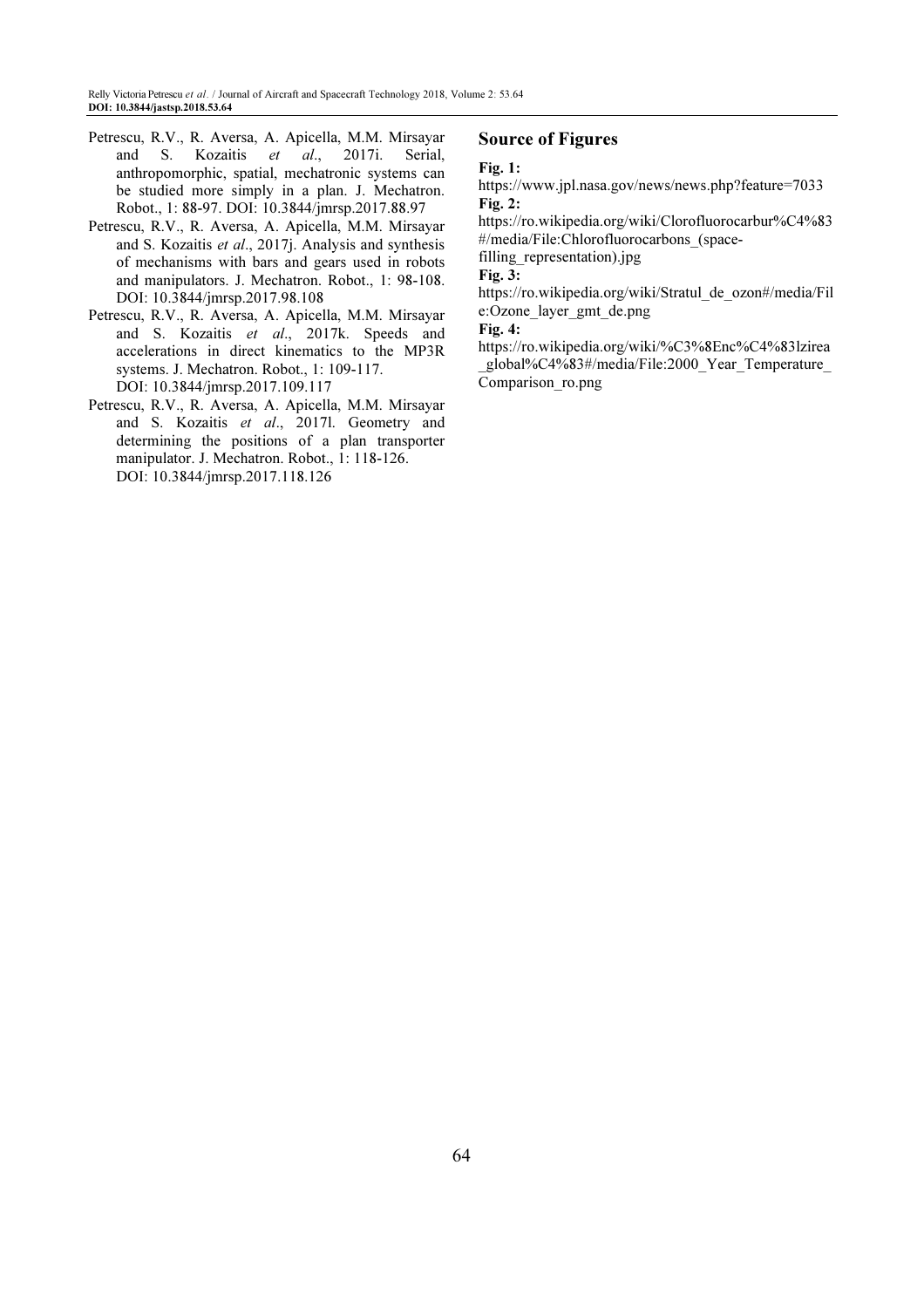Petrescu, R.V., R. Aversa, A. Apicella, M.M. Mirsayar and S. Kozaitis *et al*., 2017i. Serial, anthropomorphic, spatial, mechatronic systems can be studied more simply in a plan. J. Mechatron. Robot., 1: 88-97. DOI: 10.3844/jmrsp.2017.88.97

Petrescu, R.V., R. Aversa, A. Apicella, M.M. Mirsayar and S. Kozaitis *et al*., 2017j. Analysis and synthesis of mechanisms with bars and gears used in robots and manipulators. J. Mechatron. Robot., 1: 98-108. DOI: 10.3844/jmrsp.2017.98.108

Petrescu, R.V., R. Aversa, A. Apicella, M.M. Mirsayar and S. Kozaitis *et al*., 2017k. Speeds and accelerations in direct kinematics to the MP3R systems. J. Mechatron. Robot., 1: 109-117. DOI: 10.3844/jmrsp.2017.109.117

Petrescu, R.V., R. Aversa, A. Apicella, M.M. Mirsayar and S. Kozaitis *et al*., 2017l. Geometry and determining the positions of a plan transporter manipulator. J. Mechatron. Robot., 1: 118-126. DOI: 10.3844/jmrsp.2017.118.126

## Source of Figures

**Fig. 1:**

https://www.jpl.nasa.gov/news/news.php?feature=7033

**Fig. 2:**

https://ro.wikipedia.org/wiki/Clorofluorocarbur%C4%83#/media/File:Chlorofluorocarbons_(space-filling_representation).jpg

**Fig. 3:**

https://ro.wikipedia.org/wiki/Stratul_de_ozon#/media/File:Ozone_layer_gmt_de.png

**Fig. 4:**

https://ro.wikipedia.org/wiki/%C3%8Enc%C4%83lzirea_global%C4%83#/media/File:2000_Year_Temperature_Comparison_ro.png